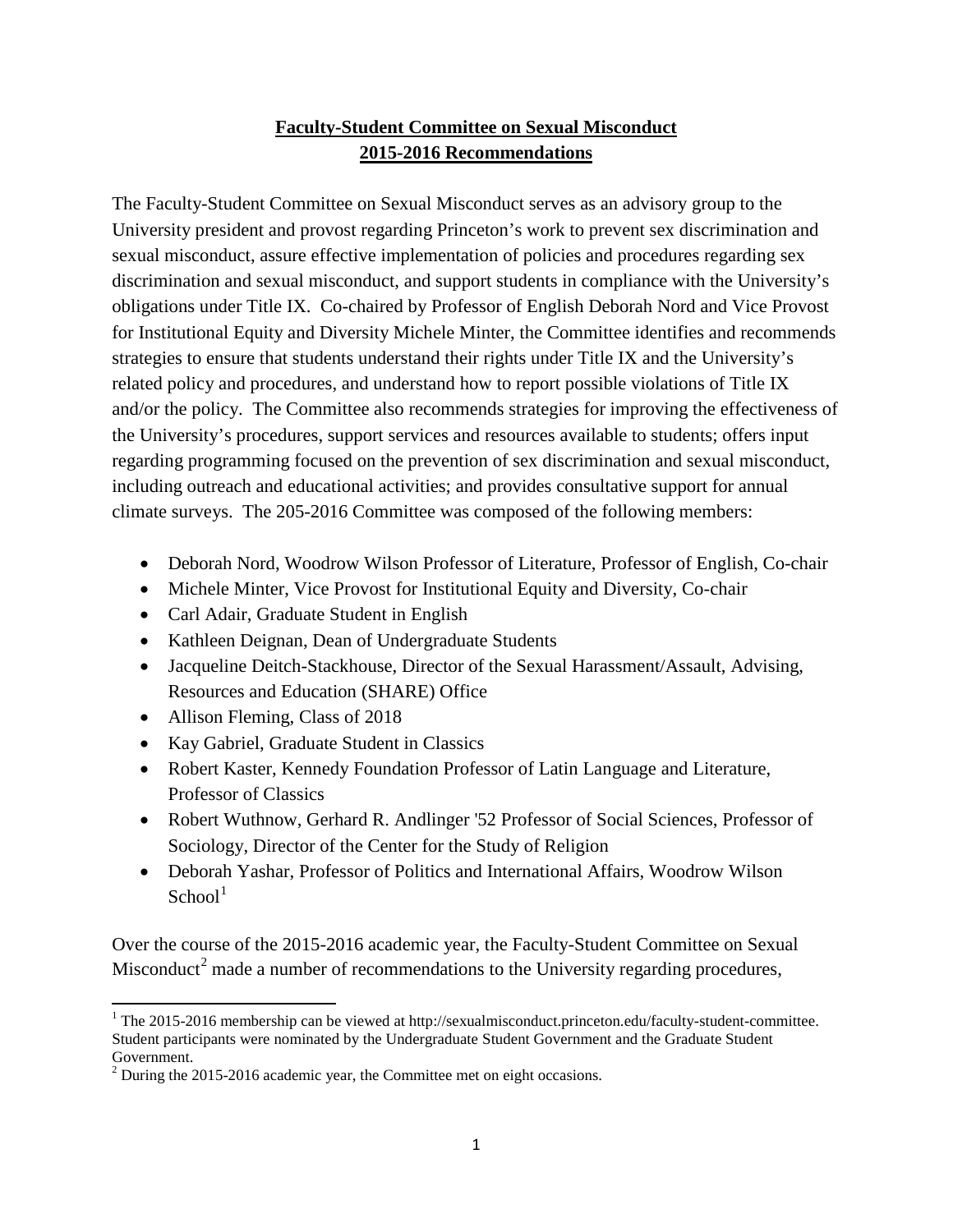**Faculty-Student Committee on Sexual Misconduct**
**2015-2016 Recommendations**

The Faculty-Student Committee on Sexual Misconduct serves as an advisory group to the University president and provost regarding Princeton's work to prevent sex discrimination and sexual misconduct, assure effective implementation of policies and procedures regarding sex discrimination and sexual misconduct, and support students in compliance with the University's obligations under Title IX. Co-chaired by Professor of English Deborah Nord and Vice Provost for Institutional Equity and Diversity Michele Minter, the Committee identifies and recommends strategies to ensure that students understand their rights under Title IX and the University's related policy and procedures, and understand how to report possible violations of Title IX and/or the policy. The Committee also recommends strategies for improving the effectiveness of the University's procedures, support services and resources available to students; offers input regarding programming focused on the prevention of sex discrimination and sexual misconduct, including outreach and educational activities; and provides consultative support for annual climate surveys. The 205-2016 Committee was composed of the following members:

- Deborah Nord, Woodrow Wilson Professor of Literature, Professor of English, Co-chair
- Michele Minter, Vice Provost for Institutional Equity and Diversity, Co-chair
- Carl Adair, Graduate Student in English
- Kathleen Deignan, Dean of Undergraduate Students
- Jacqueline Deitch-Stackhouse, Director of the Sexual Harassment/Assault, Advising, Resources and Education (SHARE) Office
- Allison Fleming, Class of 2018
- Kay Gabriel, Graduate Student in Classics
- Robert Kaster, Kennedy Foundation Professor of Latin Language and Literature, Professor of Classics
- Robert Wuthnow, Gerhard R. Andlinger '52 Professor of Social Sciences, Professor of Sociology, Director of the Center for the Study of Religion
- Deborah Yashar, Professor of Politics and International Affairs, Woodrow Wilson School[1]

Over the course of the 2015-2016 academic year, the Faculty-Student Committee on Sexual Misconduct[2] made a number of recommendations to the University regarding procedures,

---

[1] The 2015-2016 membership can be viewed at http://sexualmisconduct.princeton.edu/faculty-student-committee. Student participants were nominated by the Undergraduate Student Government and the Graduate Student Government.

[2] During the 2015-2016 academic year, the Committee met on eight occasions.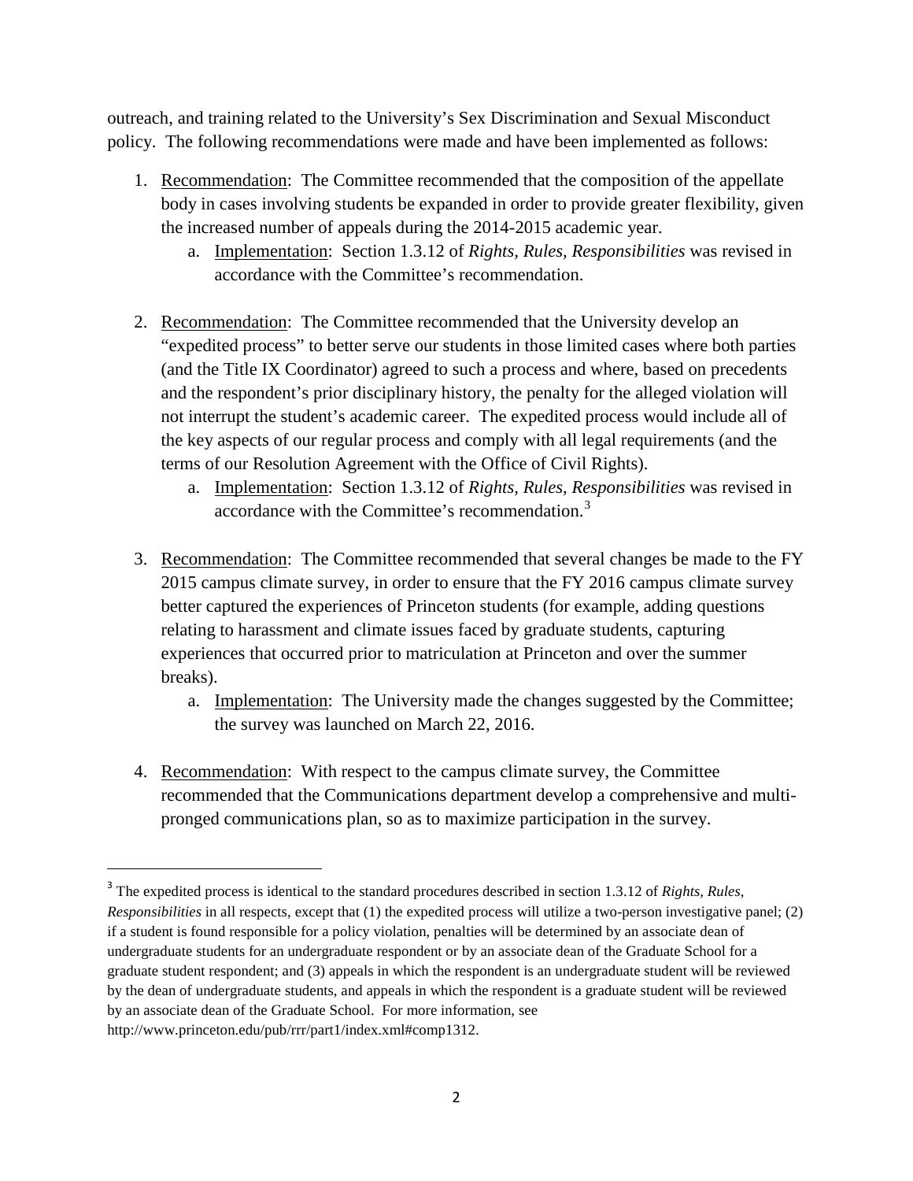outreach, and training related to the University's Sex Discrimination and Sexual Misconduct policy. The following recommendations were made and have been implemented as follows:

1. Recommendation: The Committee recommended that the composition of the appellate body in cases involving students be expanded in order to provide greater flexibility, given the increased number of appeals during the 2014-2015 academic year.
    a. Implementation: Section 1.3.12 of *Rights, Rules, Responsibilities* was revised in accordance with the Committee's recommendation.

2. Recommendation: The Committee recommended that the University develop an "expedited process" to better serve our students in those limited cases where both parties (and the Title IX Coordinator) agreed to such a process and where, based on precedents and the respondent's prior disciplinary history, the penalty for the alleged violation will not interrupt the student's academic career. The expedited process would include all of the key aspects of our regular process and comply with all legal requirements (and the terms of our Resolution Agreement with the Office of Civil Rights).
    a. Implementation: Section 1.3.12 of *Rights, Rules, Responsibilities* was revised in accordance with the Committee's recommendation.[3]

3. Recommendation: The Committee recommended that several changes be made to the FY 2015 campus climate survey, in order to ensure that the FY 2016 campus climate survey better captured the experiences of Princeton students (for example, adding questions relating to harassment and climate issues faced by graduate students, capturing experiences that occurred prior to matriculation at Princeton and over the summer breaks).
    a. Implementation: The University made the changes suggested by the Committee; the survey was launched on March 22, 2016.

4. Recommendation: With respect to the campus climate survey, the Committee recommended that the Communications department develop a comprehensive and multi-pronged communications plan, so as to maximize participation in the survey.

---

[3] The expedited process is identical to the standard procedures described in section 1.3.12 of *Rights, Rules, Responsibilities* in all respects, except that (1) the expedited process will utilize a two-person investigative panel; (2) if a student is found responsible for a policy violation, penalties will be determined by an associate dean of undergraduate students for an undergraduate respondent or by an associate dean of the Graduate School for a graduate student respondent; and (3) appeals in which the respondent is an undergraduate student will be reviewed by the dean of undergraduate students, and appeals in which the respondent is a graduate student will be reviewed by an associate dean of the Graduate School. For more information, see http://www.princeton.edu/pub/rrr/part1/index.xml#comp1312.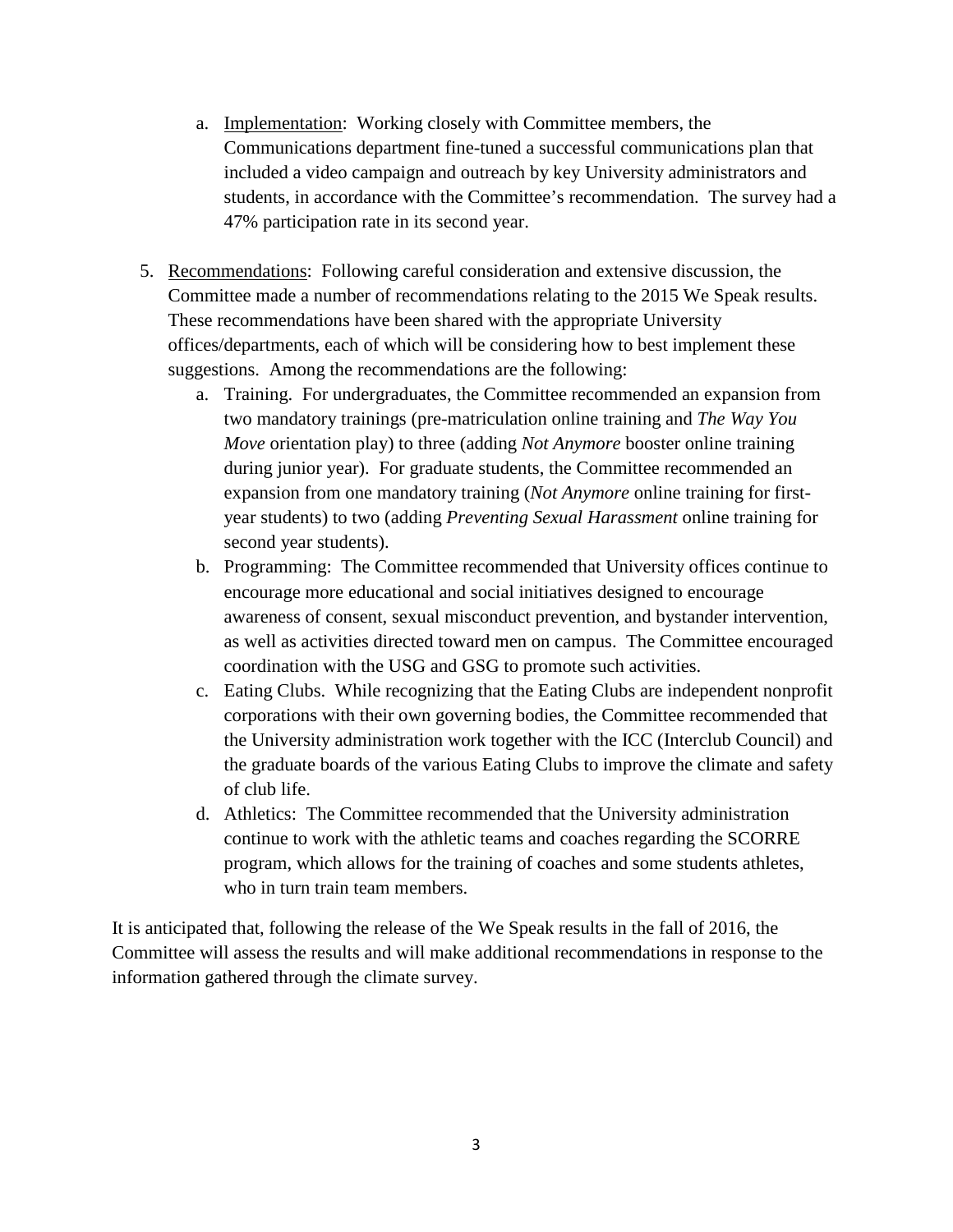a. <u>Implementation</u>: Working closely with Committee members, the Communications department fine-tuned a successful communications plan that included a video campaign and outreach by key University administrators and students, in accordance with the Committee's recommendation. The survey had a 47% participation rate in its second year.

5. <u>Recommendations</u>: Following careful consideration and extensive discussion, the Committee made a number of recommendations relating to the 2015 We Speak results. These recommendations have been shared with the appropriate University offices/departments, each of which will be considering how to best implement these suggestions. Among the recommendations are the following:
   a. Training. For undergraduates, the Committee recommended an expansion from two mandatory trainings (pre-matriculation online training and *The Way You Move* orientation play) to three (adding *Not Anymore* booster online training during junior year). For graduate students, the Committee recommended an expansion from one mandatory training (*Not Anymore* online training for first-year students) to two (adding *Preventing Sexual Harassment* online training for second year students).
   b. Programming: The Committee recommended that University offices continue to encourage more educational and social initiatives designed to encourage awareness of consent, sexual misconduct prevention, and bystander intervention, as well as activities directed toward men on campus. The Committee encouraged coordination with the USG and GSG to promote such activities.
   c. Eating Clubs. While recognizing that the Eating Clubs are independent nonprofit corporations with their own governing bodies, the Committee recommended that the University administration work together with the ICC (Interclub Council) and the graduate boards of the various Eating Clubs to improve the climate and safety of club life.
   d. Athletics: The Committee recommended that the University administration continue to work with the athletic teams and coaches regarding the SCORRE program, which allows for the training of coaches and some students athletes, who in turn train team members.

It is anticipated that, following the release of the We Speak results in the fall of 2016, the Committee will assess the results and will make additional recommendations in response to the information gathered through the climate survey.